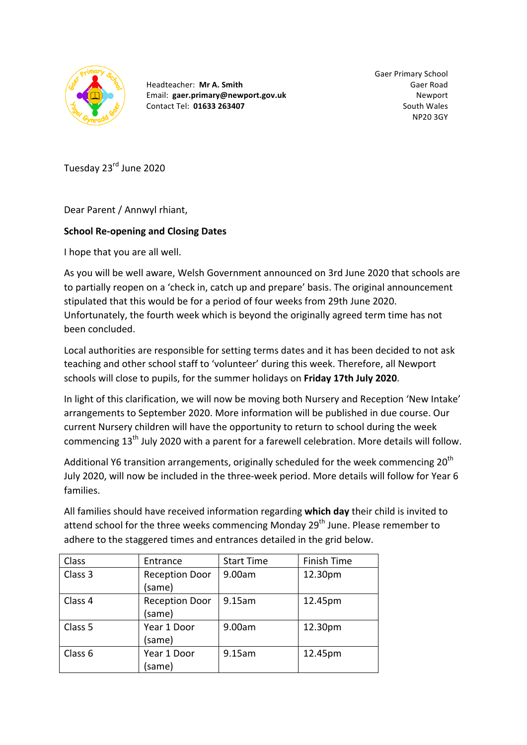Headteacher: **Mr A. Smith**
Email: **gaer.primary@newport.gov.uk**
Contact Tel: **01633 263407**

Gaer Primary School
Gaer Road
Newport
South Wales
NP20 3GY

Tuesday 23rd June 2020

Dear Parent / Annwyl rhiant,

**School Re-opening and Closing Dates**

I hope that you are all well.

As you will be well aware, Welsh Government announced on 3rd June 2020 that schools are to partially reopen on a 'check in, catch up and prepare' basis. The original announcement stipulated that this would be for a period of four weeks from 29th June 2020. Unfortunately, the fourth week which is beyond the originally agreed term time has not been concluded.

Local authorities are responsible for setting terms dates and it has been decided to not ask teaching and other school staff to 'volunteer' during this week. Therefore, all Newport schools will close to pupils, for the summer holidays on **Friday 17th July 2020**.

In light of this clarification, we will now be moving both Nursery and Reception 'New Intake' arrangements to September 2020. More information will be published in due course. Our current Nursery children will have the opportunity to return to school during the week commencing 13th July 2020 with a parent for a farewell celebration. More details will follow.

Additional Y6 transition arrangements, originally scheduled for the week commencing 20th July 2020, will now be included in the three-week period. More details will follow for Year 6 families.

All families should have received information regarding **which day** their child is invited to attend school for the three weeks commencing Monday 29th June. Please remember to adhere to the staggered times and entrances detailed in the grid below.

| Class | Entrance | Start Time | Finish Time |
|---|---|---|---|
| Class 3 | Reception Door (same) | 9.00am | 12.30pm |
| Class 4 | Reception Door (same) | 9.15am | 12.45pm |
| Class 5 | Year 1 Door (same) | 9.00am | 12.30pm |
| Class 6 | Year 1 Door (same) | 9.15am | 12.45pm |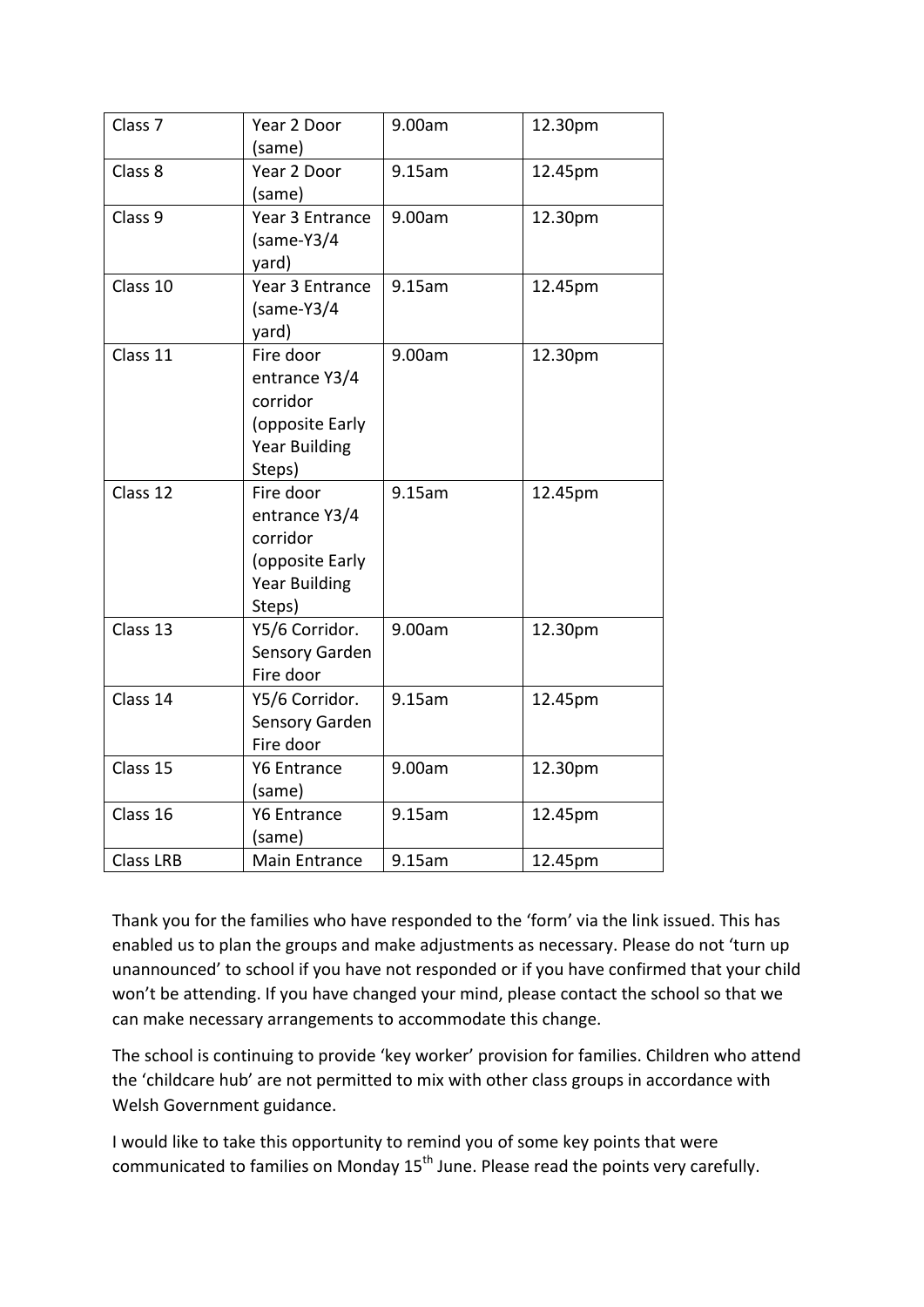| Class 7 | Year 2 Door (same) | 9.00am | 12.30pm |
|---|---|---|---|
| Class 8 | Year 2 Door (same) | 9.15am | 12.45pm |
| Class 9 | Year 3 Entrance (same-Y3/4 yard) | 9.00am | 12.30pm |
| Class 10 | Year 3 Entrance (same-Y3/4 yard) | 9.15am | 12.45pm |
| Class 11 | Fire door entrance Y3/4 corridor (opposite Early Year Building Steps) | 9.00am | 12.30pm |
| Class 12 | Fire door entrance Y3/4 corridor (opposite Early Year Building Steps) | 9.15am | 12.45pm |
| Class 13 | Y5/6 Corridor. Sensory Garden Fire door | 9.00am | 12.30pm |
| Class 14 | Y5/6 Corridor. Sensory Garden Fire door | 9.15am | 12.45pm |
| Class 15 | Y6 Entrance (same) | 9.00am | 12.30pm |
| Class 16 | Y6 Entrance (same) | 9.15am | 12.45pm |
| Class LRB | Main Entrance | 9.15am | 12.45pm |

Thank you for the families who have responded to the 'form' via the link issued. This has enabled us to plan the groups and make adjustments as necessary. Please do not 'turn up unannounced' to school if you have not responded or if you have confirmed that your child won't be attending. If you have changed your mind, please contact the school so that we can make necessary arrangements to accommodate this change.

The school is continuing to provide 'key worker' provision for families. Children who attend the 'childcare hub' are not permitted to mix with other class groups in accordance with Welsh Government guidance.

I would like to take this opportunity to remind you of some key points that were communicated to families on Monday 15th June. Please read the points very carefully.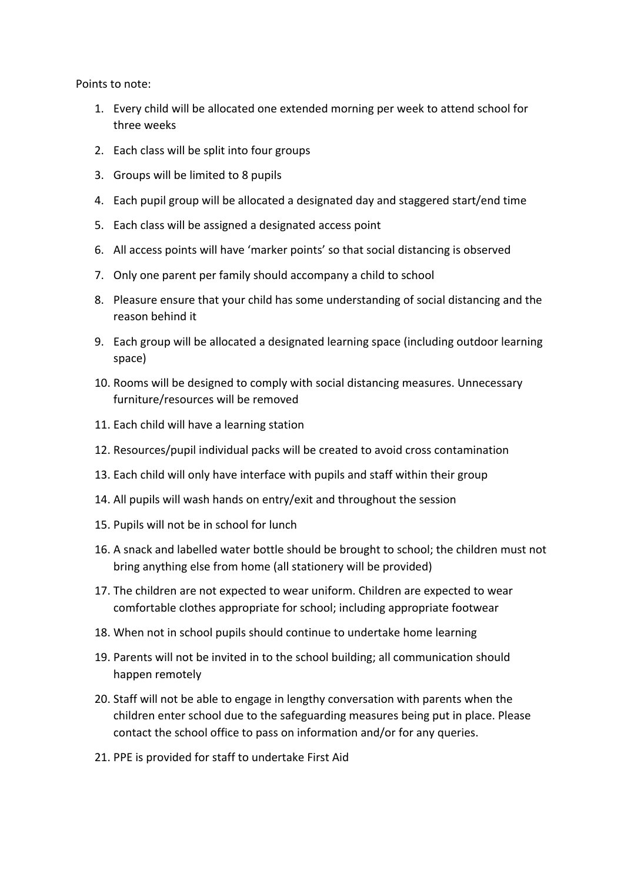Points to note:

1. Every child will be allocated one extended morning per week to attend school for three weeks
2. Each class will be split into four groups
3. Groups will be limited to 8 pupils
4. Each pupil group will be allocated a designated day and staggered start/end time
5. Each class will be assigned a designated access point
6. All access points will have 'marker points' so that social distancing is observed
7. Only one parent per family should accompany a child to school
8. Pleasure ensure that your child has some understanding of social distancing and the reason behind it
9. Each group will be allocated a designated learning space (including outdoor learning space)
10. Rooms will be designed to comply with social distancing measures. Unnecessary furniture/resources will be removed
11. Each child will have a learning station
12. Resources/pupil individual packs will be created to avoid cross contamination
13. Each child will only have interface with pupils and staff within their group
14. All pupils will wash hands on entry/exit and throughout the session
15. Pupils will not be in school for lunch
16. A snack and labelled water bottle should be brought to school; the children must not bring anything else from home (all stationery will be provided)
17. The children are not expected to wear uniform. Children are expected to wear comfortable clothes appropriate for school; including appropriate footwear
18. When not in school pupils should continue to undertake home learning
19. Parents will not be invited in to the school building; all communication should happen remotely
20. Staff will not be able to engage in lengthy conversation with parents when the children enter school due to the safeguarding measures being put in place. Please contact the school office to pass on information and/or for any queries.
21. PPE is provided for staff to undertake First Aid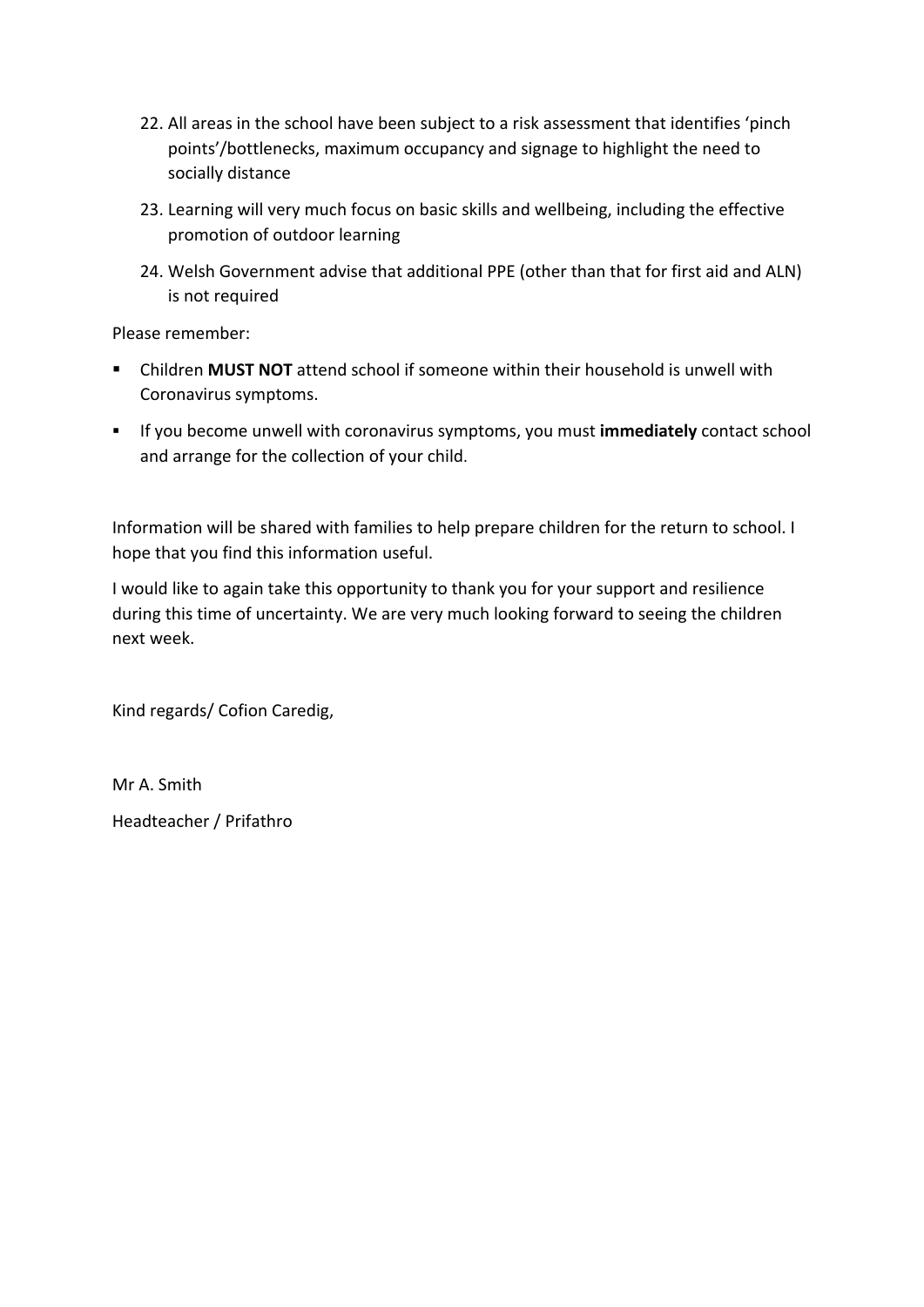22. All areas in the school have been subject to a risk assessment that identifies 'pinch points'/bottlenecks, maximum occupancy and signage to highlight the need to socially distance
23. Learning will very much focus on basic skills and wellbeing, including the effective promotion of outdoor learning
24. Welsh Government advise that additional PPE (other than that for first aid and ALN) is not required

Please remember:

- Children **MUST NOT** attend school if someone within their household is unwell with Coronavirus symptoms.
- If you become unwell with coronavirus symptoms, you must **immediately** contact school and arrange for the collection of your child.

Information will be shared with families to help prepare children for the return to school. I hope that you find this information useful.

I would like to again take this opportunity to thank you for your support and resilience during this time of uncertainty. We are very much looking forward to seeing the children next week.

Kind regards/ Cofion Caredig,

Mr A. Smith

Headteacher / Prifathro